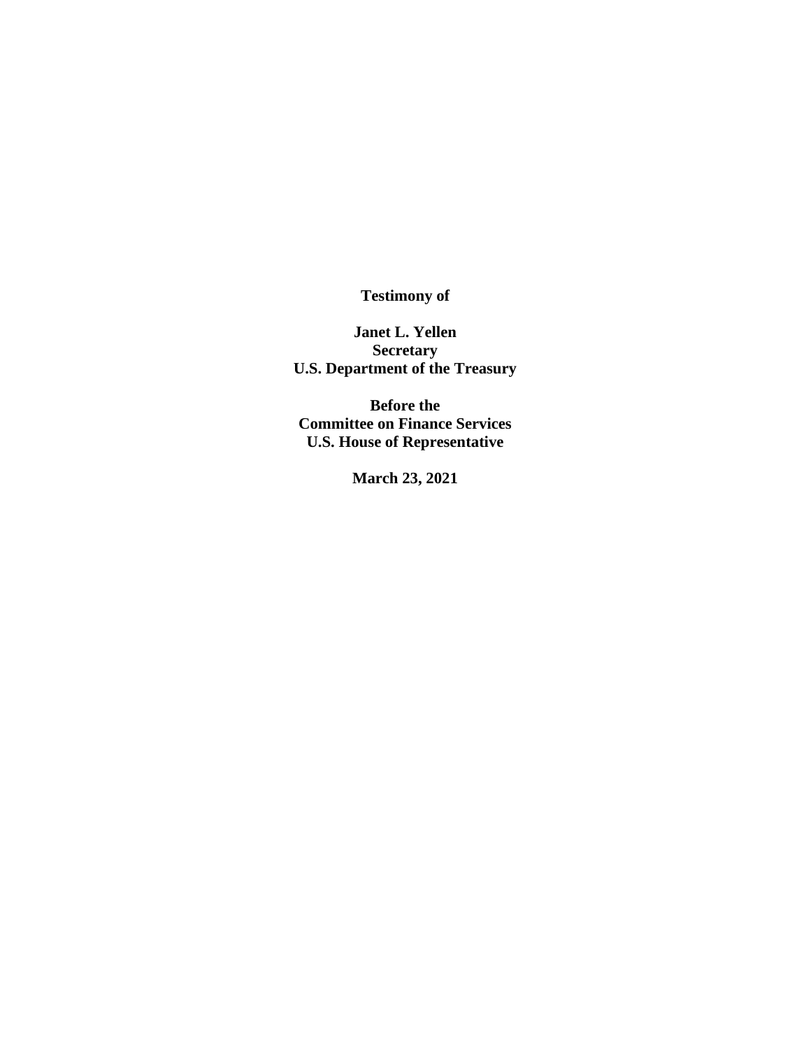**Testimony of**

**Janet L. Yellen**
**Secretary**
**U.S. Department of the Treasury**

**Before the**
**Committee on Finance Services**
**U.S. House of Representative**

**March 23, 2021**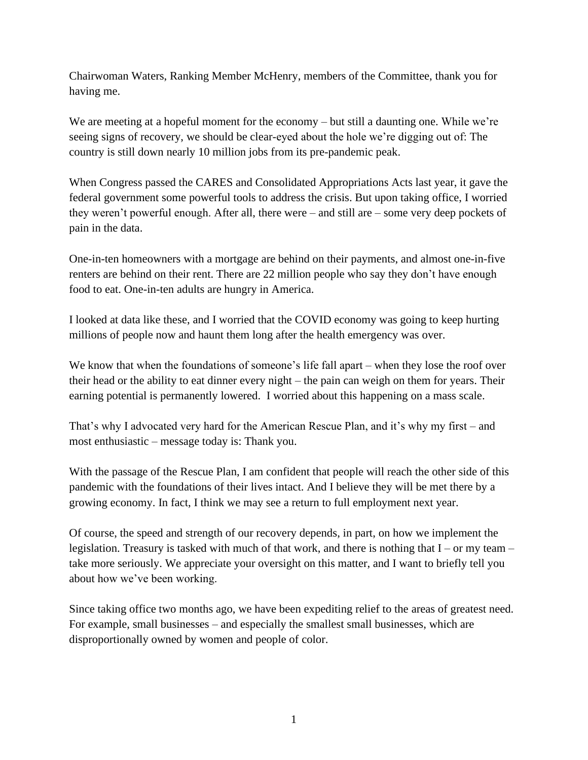Chairwoman Waters, Ranking Member McHenry, members of the Committee, thank you for having me.

We are meeting at a hopeful moment for the economy – but still a daunting one. While we're seeing signs of recovery, we should be clear-eyed about the hole we're digging out of: The country is still down nearly 10 million jobs from its pre-pandemic peak.

When Congress passed the CARES and Consolidated Appropriations Acts last year, it gave the federal government some powerful tools to address the crisis. But upon taking office, I worried they weren't powerful enough. After all, there were – and still are – some very deep pockets of pain in the data.

One-in-ten homeowners with a mortgage are behind on their payments, and almost one-in-five renters are behind on their rent. There are 22 million people who say they don't have enough food to eat. One-in-ten adults are hungry in America.

I looked at data like these, and I worried that the COVID economy was going to keep hurting millions of people now and haunt them long after the health emergency was over.

We know that when the foundations of someone's life fall apart – when they lose the roof over their head or the ability to eat dinner every night – the pain can weigh on them for years. Their earning potential is permanently lowered. I worried about this happening on a mass scale.

That's why I advocated very hard for the American Rescue Plan, and it's why my first – and most enthusiastic – message today is: Thank you.

With the passage of the Rescue Plan, I am confident that people will reach the other side of this pandemic with the foundations of their lives intact. And I believe they will be met there by a growing economy. In fact, I think we may see a return to full employment next year.

Of course, the speed and strength of our recovery depends, in part, on how we implement the legislation. Treasury is tasked with much of that work, and there is nothing that I – or my team – take more seriously. We appreciate your oversight on this matter, and I want to briefly tell you about how we've been working.

Since taking office two months ago, we have been expediting relief to the areas of greatest need. For example, small businesses – and especially the smallest small businesses, which are disproportionally owned by women and people of color.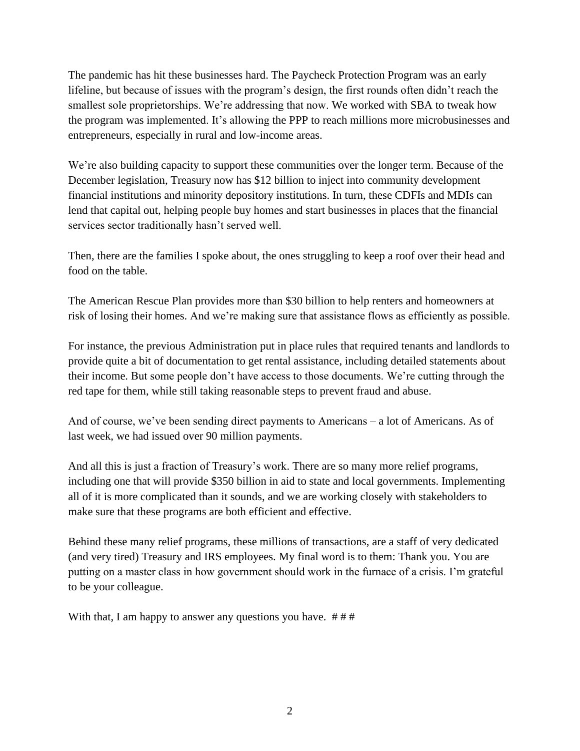The pandemic has hit these businesses hard. The Paycheck Protection Program was an early lifeline, but because of issues with the program's design, the first rounds often didn't reach the smallest sole proprietorships. We're addressing that now. We worked with SBA to tweak how the program was implemented. It's allowing the PPP to reach millions more microbusinesses and entrepreneurs, especially in rural and low-income areas.

We're also building capacity to support these communities over the longer term. Because of the December legislation, Treasury now has $12 billion to inject into community development financial institutions and minority depository institutions. In turn, these CDFIs and MDIs can lend that capital out, helping people buy homes and start businesses in places that the financial services sector traditionally hasn't served well.

Then, there are the families I spoke about, the ones struggling to keep a roof over their head and food on the table.

The American Rescue Plan provides more than $30 billion to help renters and homeowners at risk of losing their homes. And we're making sure that assistance flows as efficiently as possible.

For instance, the previous Administration put in place rules that required tenants and landlords to provide quite a bit of documentation to get rental assistance, including detailed statements about their income. But some people don't have access to those documents. We're cutting through the red tape for them, while still taking reasonable steps to prevent fraud and abuse.

And of course, we've been sending direct payments to Americans – a lot of Americans. As of last week, we had issued over 90 million payments.

And all this is just a fraction of Treasury's work. There are so many more relief programs, including one that will provide $350 billion in aid to state and local governments. Implementing all of it is more complicated than it sounds, and we are working closely with stakeholders to make sure that these programs are both efficient and effective.

Behind these many relief programs, these millions of transactions, are a staff of very dedicated (and very tired) Treasury and IRS employees. My final word is to them: Thank you. You are putting on a master class in how government should work in the furnace of a crisis. I'm grateful to be your colleague.

With that, I am happy to answer any questions you have. # # #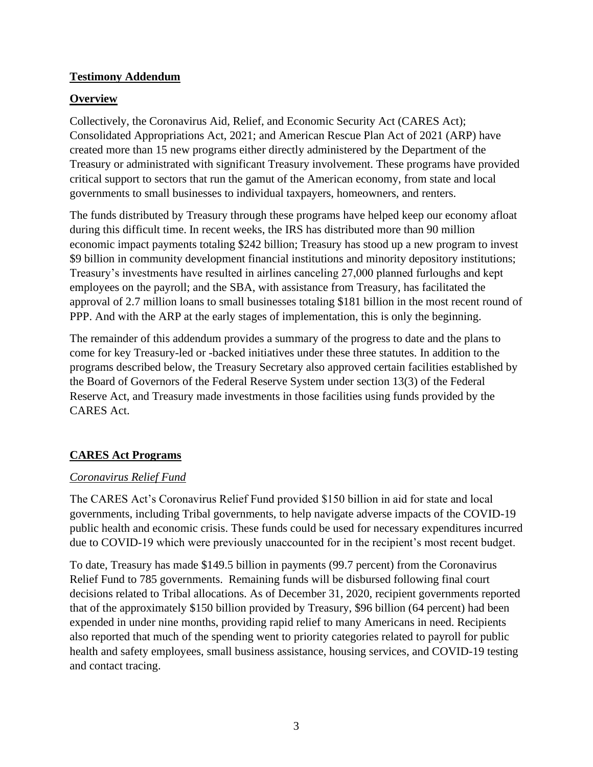## **Testimony Addendum**

### **Overview**

Collectively, the Coronavirus Aid, Relief, and Economic Security Act (CARES Act); Consolidated Appropriations Act, 2021; and American Rescue Plan Act of 2021 (ARP) have created more than 15 new programs either directly administered by the Department of the Treasury or administrated with significant Treasury involvement. These programs have provided critical support to sectors that run the gamut of the American economy, from state and local governments to small businesses to individual taxpayers, homeowners, and renters.

The funds distributed by Treasury through these programs have helped keep our economy afloat during this difficult time. In recent weeks, the IRS has distributed more than 90 million economic impact payments totaling $242 billion; Treasury has stood up a new program to invest $9 billion in community development financial institutions and minority depository institutions; Treasury's investments have resulted in airlines canceling 27,000 planned furloughs and kept employees on the payroll; and the SBA, with assistance from Treasury, has facilitated the approval of 2.7 million loans to small businesses totaling $181 billion in the most recent round of PPP. And with the ARP at the early stages of implementation, this is only the beginning.

The remainder of this addendum provides a summary of the progress to date and the plans to come for key Treasury-led or -backed initiatives under these three statutes. In addition to the programs described below, the Treasury Secretary also approved certain facilities established by the Board of Governors of the Federal Reserve System under section 13(3) of the Federal Reserve Act, and Treasury made investments in those facilities using funds provided by the CARES Act.

### **CARES Act Programs**

#### *Coronavirus Relief Fund*

The CARES Act's Coronavirus Relief Fund provided $150 billion in aid for state and local governments, including Tribal governments, to help navigate adverse impacts of the COVID-19 public health and economic crisis. These funds could be used for necessary expenditures incurred due to COVID-19 which were previously unaccounted for in the recipient's most recent budget.

To date, Treasury has made $149.5 billion in payments (99.7 percent) from the Coronavirus Relief Fund to 785 governments. Remaining funds will be disbursed following final court decisions related to Tribal allocations. As of December 31, 2020, recipient governments reported that of the approximately $150 billion provided by Treasury, $96 billion (64 percent) had been expended in under nine months, providing rapid relief to many Americans in need. Recipients also reported that much of the spending went to priority categories related to payroll for public health and safety employees, small business assistance, housing services, and COVID-19 testing and contact tracing.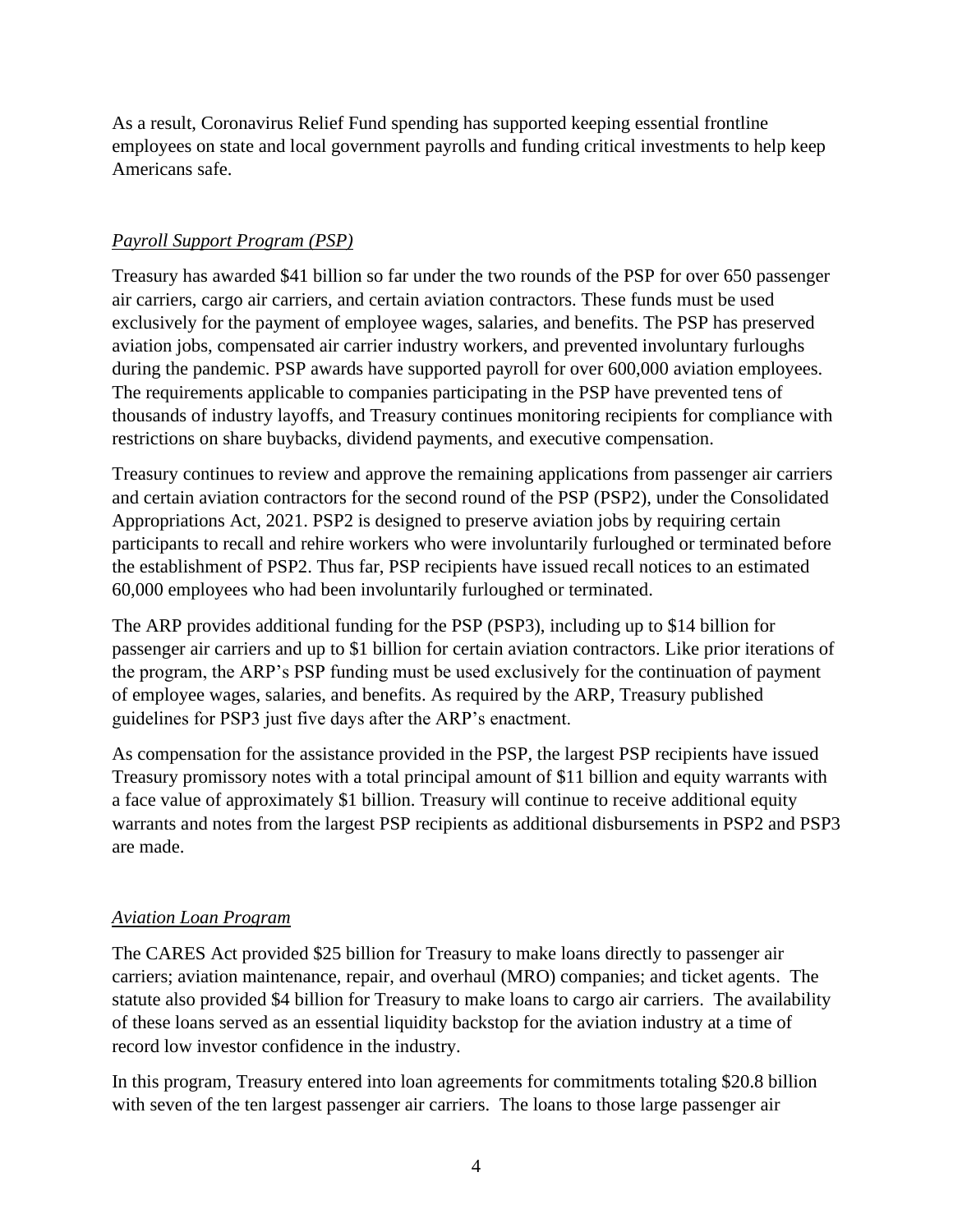As a result, Coronavirus Relief Fund spending has supported keeping essential frontline employees on state and local government payrolls and funding critical investments to help keep Americans safe.

*Payroll Support Program (PSP)*

Treasury has awarded $41 billion so far under the two rounds of the PSP for over 650 passenger air carriers, cargo air carriers, and certain aviation contractors. These funds must be used exclusively for the payment of employee wages, salaries, and benefits. The PSP has preserved aviation jobs, compensated air carrier industry workers, and prevented involuntary furloughs during the pandemic. PSP awards have supported payroll for over 600,000 aviation employees. The requirements applicable to companies participating in the PSP have prevented tens of thousands of industry layoffs, and Treasury continues monitoring recipients for compliance with restrictions on share buybacks, dividend payments, and executive compensation.

Treasury continues to review and approve the remaining applications from passenger air carriers and certain aviation contractors for the second round of the PSP (PSP2), under the Consolidated Appropriations Act, 2021. PSP2 is designed to preserve aviation jobs by requiring certain participants to recall and rehire workers who were involuntarily furloughed or terminated before the establishment of PSP2. Thus far, PSP recipients have issued recall notices to an estimated 60,000 employees who had been involuntarily furloughed or terminated.

The ARP provides additional funding for the PSP (PSP3), including up to $14 billion for passenger air carriers and up to $1 billion for certain aviation contractors. Like prior iterations of the program, the ARP's PSP funding must be used exclusively for the continuation of payment of employee wages, salaries, and benefits. As required by the ARP, Treasury published guidelines for PSP3 just five days after the ARP's enactment.

As compensation for the assistance provided in the PSP, the largest PSP recipients have issued Treasury promissory notes with a total principal amount of $11 billion and equity warrants with a face value of approximately $1 billion. Treasury will continue to receive additional equity warrants and notes from the largest PSP recipients as additional disbursements in PSP2 and PSP3 are made.

*Aviation Loan Program*

The CARES Act provided $25 billion for Treasury to make loans directly to passenger air carriers; aviation maintenance, repair, and overhaul (MRO) companies; and ticket agents. The statute also provided $4 billion for Treasury to make loans to cargo air carriers. The availability of these loans served as an essential liquidity backstop for the aviation industry at a time of record low investor confidence in the industry.

In this program, Treasury entered into loan agreements for commitments totaling $20.8 billion with seven of the ten largest passenger air carriers. The loans to those large passenger air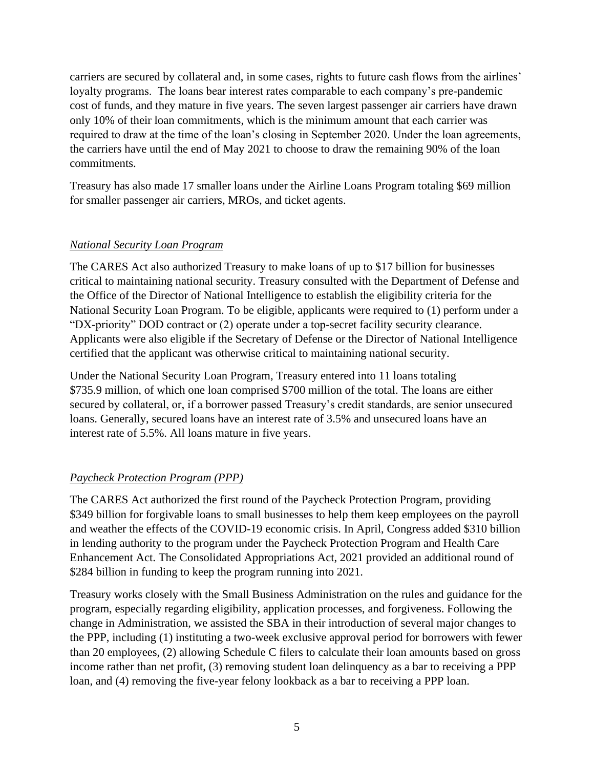carriers are secured by collateral and, in some cases, rights to future cash flows from the airlines' loyalty programs. The loans bear interest rates comparable to each company's pre-pandemic cost of funds, and they mature in five years. The seven largest passenger air carriers have drawn only 10% of their loan commitments, which is the minimum amount that each carrier was required to draw at the time of the loan's closing in September 2020. Under the loan agreements, the carriers have until the end of May 2021 to choose to draw the remaining 90% of the loan commitments.

Treasury has also made 17 smaller loans under the Airline Loans Program totaling $69 million for smaller passenger air carriers, MROs, and ticket agents.

### *National Security Loan Program*

The CARES Act also authorized Treasury to make loans of up to $17 billion for businesses critical to maintaining national security. Treasury consulted with the Department of Defense and the Office of the Director of National Intelligence to establish the eligibility criteria for the National Security Loan Program. To be eligible, applicants were required to (1) perform under a "DX-priority" DOD contract or (2) operate under a top-secret facility security clearance. Applicants were also eligible if the Secretary of Defense or the Director of National Intelligence certified that the applicant was otherwise critical to maintaining national security.

Under the National Security Loan Program, Treasury entered into 11 loans totaling $735.9 million, of which one loan comprised $700 million of the total. The loans are either secured by collateral, or, if a borrower passed Treasury's credit standards, are senior unsecured loans. Generally, secured loans have an interest rate of 3.5% and unsecured loans have an interest rate of 5.5%. All loans mature in five years.

### *Paycheck Protection Program (PPP)*

The CARES Act authorized the first round of the Paycheck Protection Program, providing $349 billion for forgivable loans to small businesses to help them keep employees on the payroll and weather the effects of the COVID-19 economic crisis. In April, Congress added $310 billion in lending authority to the program under the Paycheck Protection Program and Health Care Enhancement Act. The Consolidated Appropriations Act, 2021 provided an additional round of $284 billion in funding to keep the program running into 2021.

Treasury works closely with the Small Business Administration on the rules and guidance for the program, especially regarding eligibility, application processes, and forgiveness. Following the change in Administration, we assisted the SBA in their introduction of several major changes to the PPP, including (1) instituting a two-week exclusive approval period for borrowers with fewer than 20 employees, (2) allowing Schedule C filers to calculate their loan amounts based on gross income rather than net profit, (3) removing student loan delinquency as a bar to receiving a PPP loan, and (4) removing the five-year felony lookback as a bar to receiving a PPP loan.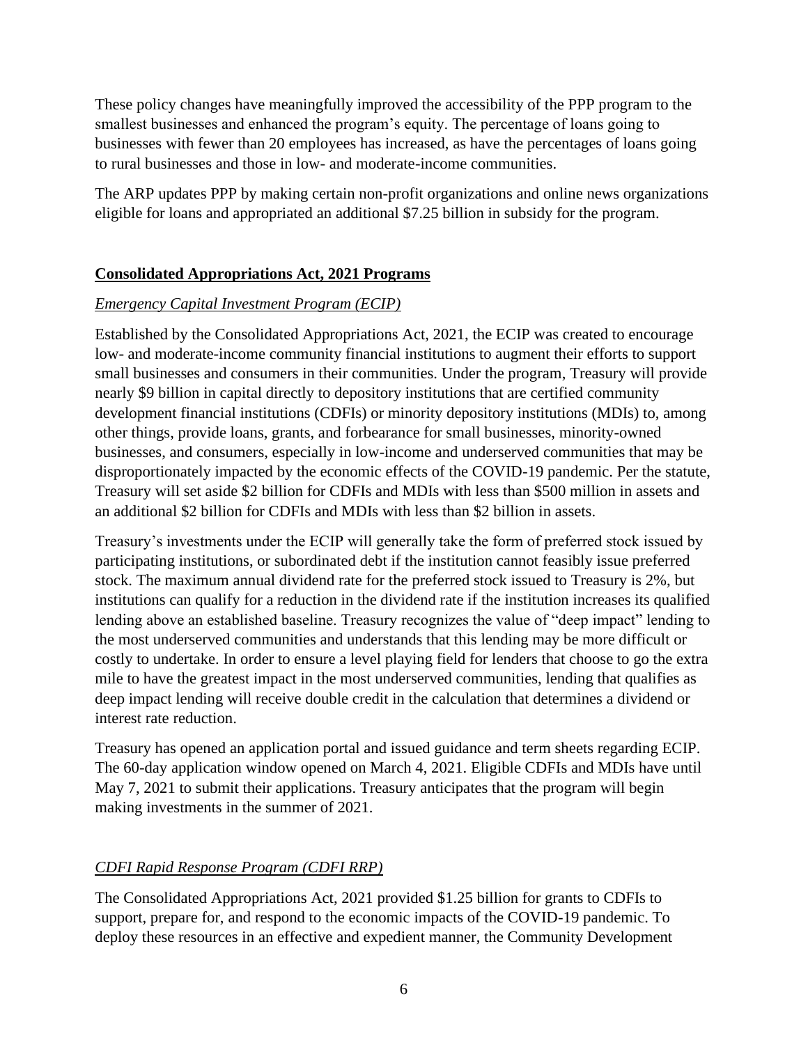These policy changes have meaningfully improved the accessibility of the PPP program to the smallest businesses and enhanced the program's equity. The percentage of loans going to businesses with fewer than 20 employees has increased, as have the percentages of loans going to rural businesses and those in low- and moderate-income communities.

The ARP updates PPP by making certain non-profit organizations and online news organizations eligible for loans and appropriated an additional $7.25 billion in subsidy for the program.

## Consolidated Appropriations Act, 2021 Programs

### *Emergency Capital Investment Program (ECIP)*

Established by the Consolidated Appropriations Act, 2021, the ECIP was created to encourage low- and moderate-income community financial institutions to augment their efforts to support small businesses and consumers in their communities. Under the program, Treasury will provide nearly $9 billion in capital directly to depository institutions that are certified community development financial institutions (CDFIs) or minority depository institutions (MDIs) to, among other things, provide loans, grants, and forbearance for small businesses, minority-owned businesses, and consumers, especially in low-income and underserved communities that may be disproportionately impacted by the economic effects of the COVID-19 pandemic. Per the statute, Treasury will set aside $2 billion for CDFIs and MDIs with less than $500 million in assets and an additional $2 billion for CDFIs and MDIs with less than $2 billion in assets.

Treasury's investments under the ECIP will generally take the form of preferred stock issued by participating institutions, or subordinated debt if the institution cannot feasibly issue preferred stock. The maximum annual dividend rate for the preferred stock issued to Treasury is 2%, but institutions can qualify for a reduction in the dividend rate if the institution increases its qualified lending above an established baseline. Treasury recognizes the value of "deep impact" lending to the most underserved communities and understands that this lending may be more difficult or costly to undertake. In order to ensure a level playing field for lenders that choose to go the extra mile to have the greatest impact in the most underserved communities, lending that qualifies as deep impact lending will receive double credit in the calculation that determines a dividend or interest rate reduction.

Treasury has opened an application portal and issued guidance and term sheets regarding ECIP. The 60-day application window opened on March 4, 2021. Eligible CDFIs and MDIs have until May 7, 2021 to submit their applications. Treasury anticipates that the program will begin making investments in the summer of 2021.

### *CDFI Rapid Response Program (CDFI RRP)*

The Consolidated Appropriations Act, 2021 provided $1.25 billion for grants to CDFIs to support, prepare for, and respond to the economic impacts of the COVID-19 pandemic. To deploy these resources in an effective and expedient manner, the Community Development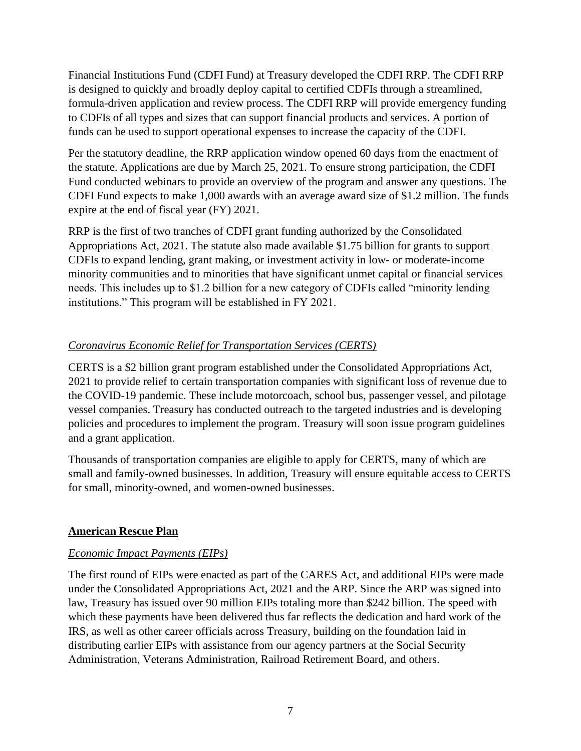Financial Institutions Fund (CDFI Fund) at Treasury developed the CDFI RRP. The CDFI RRP is designed to quickly and broadly deploy capital to certified CDFIs through a streamlined, formula-driven application and review process. The CDFI RRP will provide emergency funding to CDFIs of all types and sizes that can support financial products and services. A portion of funds can be used to support operational expenses to increase the capacity of the CDFI.

Per the statutory deadline, the RRP application window opened 60 days from the enactment of the statute. Applications are due by March 25, 2021. To ensure strong participation, the CDFI Fund conducted webinars to provide an overview of the program and answer any questions. The CDFI Fund expects to make 1,000 awards with an average award size of $1.2 million. The funds expire at the end of fiscal year (FY) 2021.

RRP is the first of two tranches of CDFI grant funding authorized by the Consolidated Appropriations Act, 2021. The statute also made available $1.75 billion for grants to support CDFIs to expand lending, grant making, or investment activity in low- or moderate-income minority communities and to minorities that have significant unmet capital or financial services needs. This includes up to $1.2 billion for a new category of CDFIs called "minority lending institutions." This program will be established in FY 2021.

*Coronavirus Economic Relief for Transportation Services (CERTS)*

CERTS is a $2 billion grant program established under the Consolidated Appropriations Act, 2021 to provide relief to certain transportation companies with significant loss of revenue due to the COVID-19 pandemic. These include motorcoach, school bus, passenger vessel, and pilotage vessel companies. Treasury has conducted outreach to the targeted industries and is developing policies and procedures to implement the program. Treasury will soon issue program guidelines and a grant application.

Thousands of transportation companies are eligible to apply for CERTS, many of which are small and family-owned businesses. In addition, Treasury will ensure equitable access to CERTS for small, minority-owned, and women-owned businesses.

## American Rescue Plan

*Economic Impact Payments (EIPs)*

The first round of EIPs were enacted as part of the CARES Act, and additional EIPs were made under the Consolidated Appropriations Act, 2021 and the ARP. Since the ARP was signed into law, Treasury has issued over 90 million EIPs totaling more than $242 billion. The speed with which these payments have been delivered thus far reflects the dedication and hard work of the IRS, as well as other career officials across Treasury, building on the foundation laid in distributing earlier EIPs with assistance from our agency partners at the Social Security Administration, Veterans Administration, Railroad Retirement Board, and others.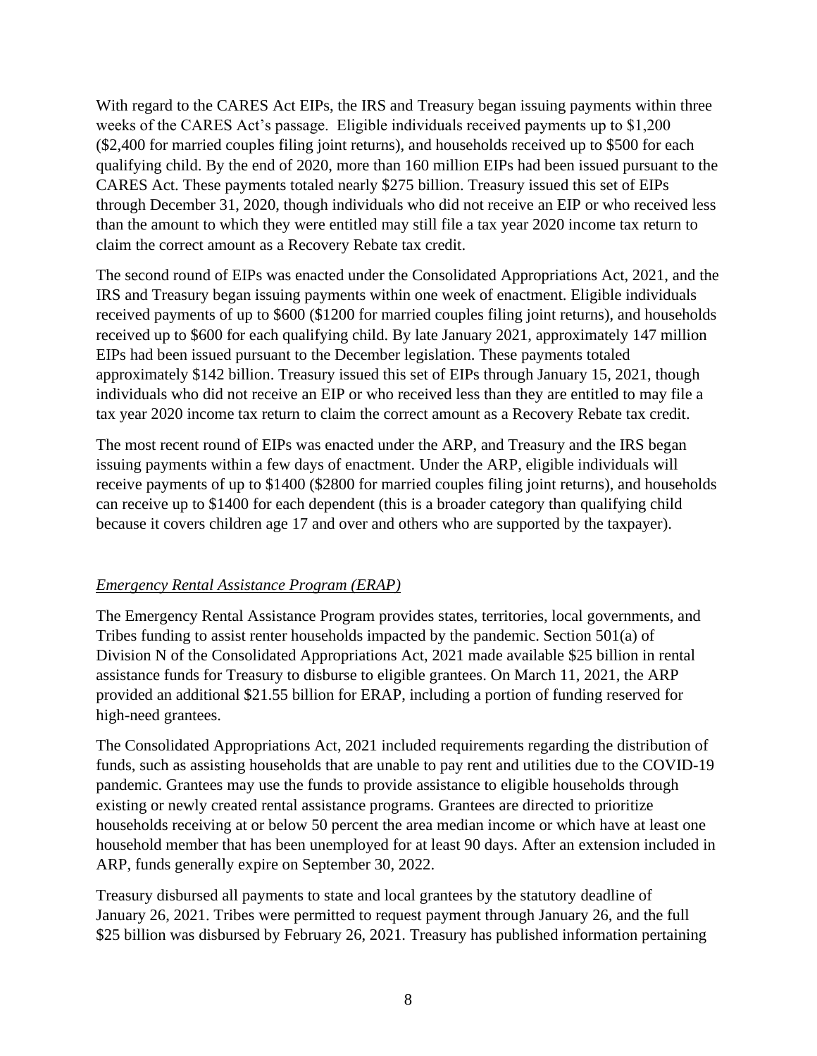With regard to the CARES Act EIPs, the IRS and Treasury began issuing payments within three weeks of the CARES Act's passage. Eligible individuals received payments up to $1,200 ($2,400 for married couples filing joint returns), and households received up to $500 for each qualifying child. By the end of 2020, more than 160 million EIPs had been issued pursuant to the CARES Act. These payments totaled nearly $275 billion. Treasury issued this set of EIPs through December 31, 2020, though individuals who did not receive an EIP or who received less than the amount to which they were entitled may still file a tax year 2020 income tax return to claim the correct amount as a Recovery Rebate tax credit.

The second round of EIPs was enacted under the Consolidated Appropriations Act, 2021, and the IRS and Treasury began issuing payments within one week of enactment. Eligible individuals received payments of up to $600 ($1200 for married couples filing joint returns), and households received up to $600 for each qualifying child. By late January 2021, approximately 147 million EIPs had been issued pursuant to the December legislation. These payments totaled approximately $142 billion. Treasury issued this set of EIPs through January 15, 2021, though individuals who did not receive an EIP or who received less than they are entitled to may file a tax year 2020 income tax return to claim the correct amount as a Recovery Rebate tax credit.

The most recent round of EIPs was enacted under the ARP, and Treasury and the IRS began issuing payments within a few days of enactment. Under the ARP, eligible individuals will receive payments of up to $1400 ($2800 for married couples filing joint returns), and households can receive up to $1400 for each dependent (this is a broader category than qualifying child because it covers children age 17 and over and others who are supported by the taxpayer).

*Emergency Rental Assistance Program (ERAP)*

The Emergency Rental Assistance Program provides states, territories, local governments, and Tribes funding to assist renter households impacted by the pandemic. Section 501(a) of Division N of the Consolidated Appropriations Act, 2021 made available $25 billion in rental assistance funds for Treasury to disburse to eligible grantees. On March 11, 2021, the ARP provided an additional $21.55 billion for ERAP, including a portion of funding reserved for high-need grantees.

The Consolidated Appropriations Act, 2021 included requirements regarding the distribution of funds, such as assisting households that are unable to pay rent and utilities due to the COVID-19 pandemic. Grantees may use the funds to provide assistance to eligible households through existing or newly created rental assistance programs. Grantees are directed to prioritize households receiving at or below 50 percent the area median income or which have at least one household member that has been unemployed for at least 90 days. After an extension included in ARP, funds generally expire on September 30, 2022.

Treasury disbursed all payments to state and local grantees by the statutory deadline of January 26, 2021. Tribes were permitted to request payment through January 26, and the full $25 billion was disbursed by February 26, 2021. Treasury has published information pertaining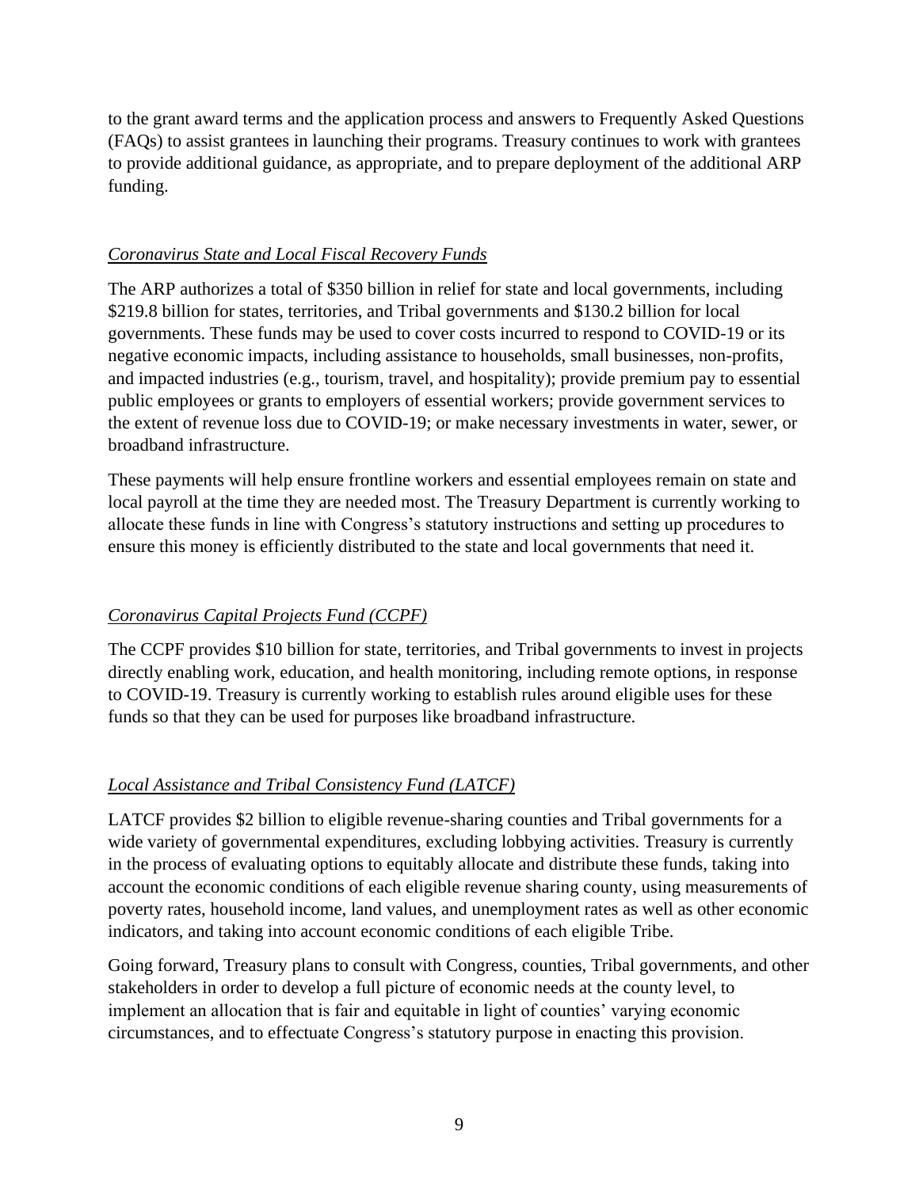to the grant award terms and the application process and answers to Frequently Asked Questions (FAQs) to assist grantees in launching their programs. Treasury continues to work with grantees to provide additional guidance, as appropriate, and to prepare deployment of the additional ARP funding.

*Coronavirus State and Local Fiscal Recovery Funds*

The ARP authorizes a total of $350 billion in relief for state and local governments, including $219.8 billion for states, territories, and Tribal governments and $130.2 billion for local governments. These funds may be used to cover costs incurred to respond to COVID-19 or its negative economic impacts, including assistance to households, small businesses, non-profits, and impacted industries (e.g., tourism, travel, and hospitality); provide premium pay to essential public employees or grants to employers of essential workers; provide government services to the extent of revenue loss due to COVID-19; or make necessary investments in water, sewer, or broadband infrastructure.

These payments will help ensure frontline workers and essential employees remain on state and local payroll at the time they are needed most. The Treasury Department is currently working to allocate these funds in line with Congress's statutory instructions and setting up procedures to ensure this money is efficiently distributed to the state and local governments that need it.

*Coronavirus Capital Projects Fund (CCPF)*

The CCPF provides $10 billion for state, territories, and Tribal governments to invest in projects directly enabling work, education, and health monitoring, including remote options, in response to COVID-19. Treasury is currently working to establish rules around eligible uses for these funds so that they can be used for purposes like broadband infrastructure.

*Local Assistance and Tribal Consistency Fund (LATCF)*

LATCF provides $2 billion to eligible revenue-sharing counties and Tribal governments for a wide variety of governmental expenditures, excluding lobbying activities. Treasury is currently in the process of evaluating options to equitably allocate and distribute these funds, taking into account the economic conditions of each eligible revenue sharing county, using measurements of poverty rates, household income, land values, and unemployment rates as well as other economic indicators, and taking into account economic conditions of each eligible Tribe.

Going forward, Treasury plans to consult with Congress, counties, Tribal governments, and other stakeholders in order to develop a full picture of economic needs at the county level, to implement an allocation that is fair and equitable in light of counties' varying economic circumstances, and to effectuate Congress's statutory purpose in enacting this provision.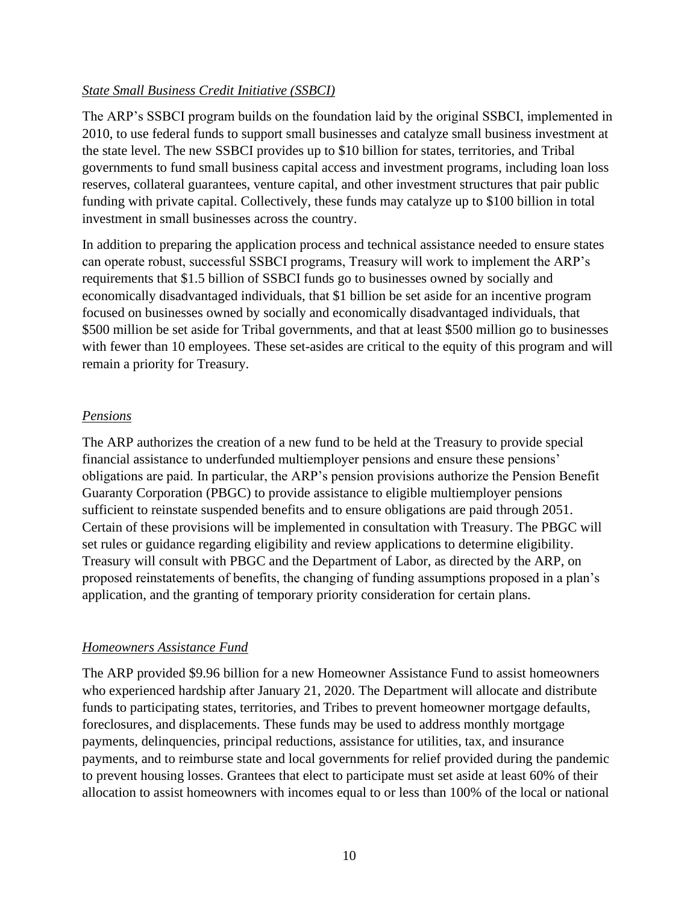*State Small Business Credit Initiative (SSBCI)*

The ARP's SSBCI program builds on the foundation laid by the original SSBCI, implemented in 2010, to use federal funds to support small businesses and catalyze small business investment at the state level. The new SSBCI provides up to $10 billion for states, territories, and Tribal governments to fund small business capital access and investment programs, including loan loss reserves, collateral guarantees, venture capital, and other investment structures that pair public funding with private capital. Collectively, these funds may catalyze up to $100 billion in total investment in small businesses across the country.

In addition to preparing the application process and technical assistance needed to ensure states can operate robust, successful SSBCI programs, Treasury will work to implement the ARP's requirements that $1.5 billion of SSBCI funds go to businesses owned by socially and economically disadvantaged individuals, that $1 billion be set aside for an incentive program focused on businesses owned by socially and economically disadvantaged individuals, that $500 million be set aside for Tribal governments, and that at least $500 million go to businesses with fewer than 10 employees. These set-asides are critical to the equity of this program and will remain a priority for Treasury.

*Pensions*

The ARP authorizes the creation of a new fund to be held at the Treasury to provide special financial assistance to underfunded multiemployer pensions and ensure these pensions' obligations are paid. In particular, the ARP's pension provisions authorize the Pension Benefit Guaranty Corporation (PBGC) to provide assistance to eligible multiemployer pensions sufficient to reinstate suspended benefits and to ensure obligations are paid through 2051. Certain of these provisions will be implemented in consultation with Treasury. The PBGC will set rules or guidance regarding eligibility and review applications to determine eligibility. Treasury will consult with PBGC and the Department of Labor, as directed by the ARP, on proposed reinstatements of benefits, the changing of funding assumptions proposed in a plan's application, and the granting of temporary priority consideration for certain plans.

*Homeowners Assistance Fund*

The ARP provided $9.96 billion for a new Homeowner Assistance Fund to assist homeowners who experienced hardship after January 21, 2020. The Department will allocate and distribute funds to participating states, territories, and Tribes to prevent homeowner mortgage defaults, foreclosures, and displacements. These funds may be used to address monthly mortgage payments, delinquencies, principal reductions, assistance for utilities, tax, and insurance payments, and to reimburse state and local governments for relief provided during the pandemic to prevent housing losses. Grantees that elect to participate must set aside at least 60% of their allocation to assist homeowners with incomes equal to or less than 100% of the local or national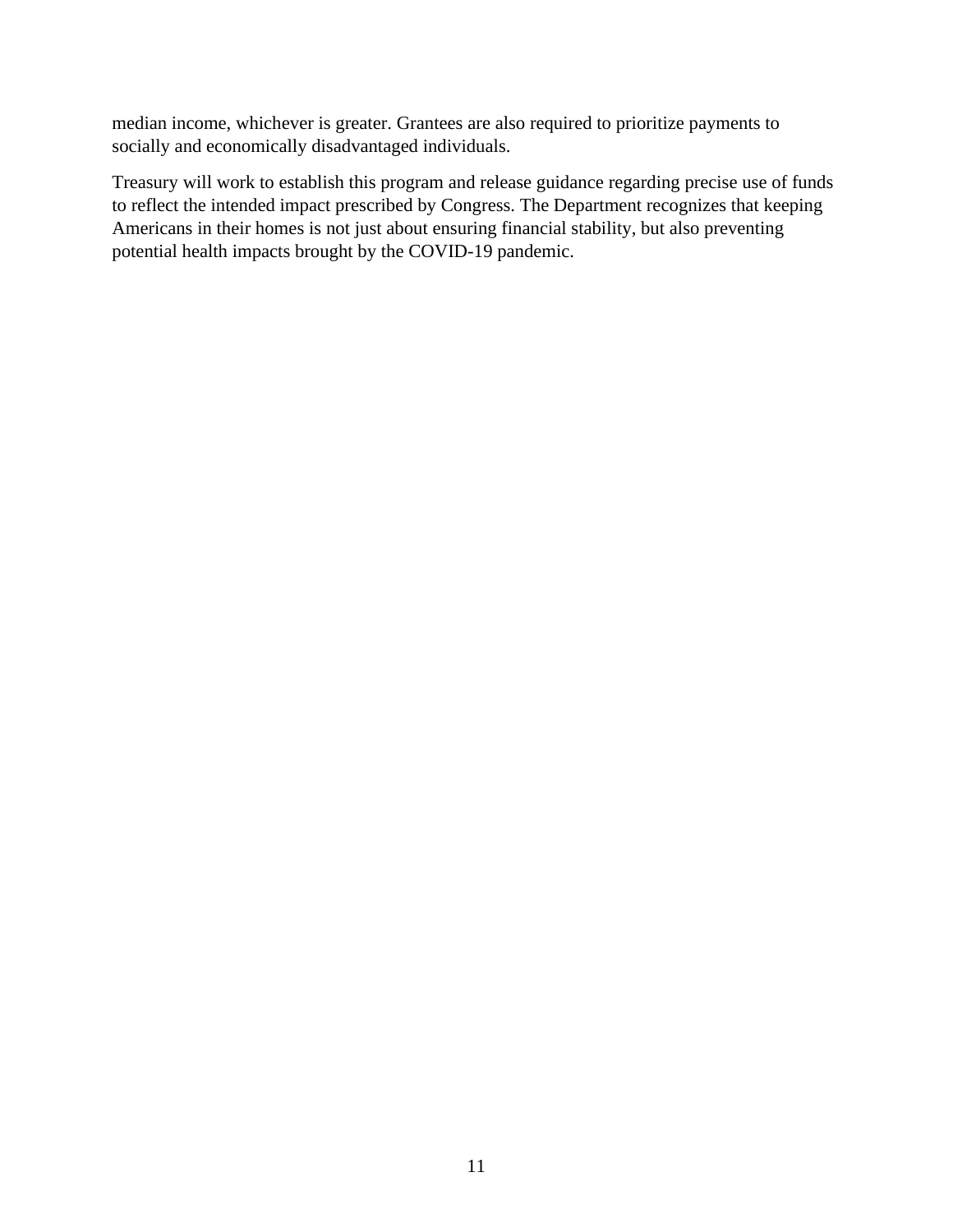median income, whichever is greater. Grantees are also required to prioritize payments to socially and economically disadvantaged individuals.

Treasury will work to establish this program and release guidance regarding precise use of funds to reflect the intended impact prescribed by Congress. The Department recognizes that keeping Americans in their homes is not just about ensuring financial stability, but also preventing potential health impacts brought by the COVID-19 pandemic.